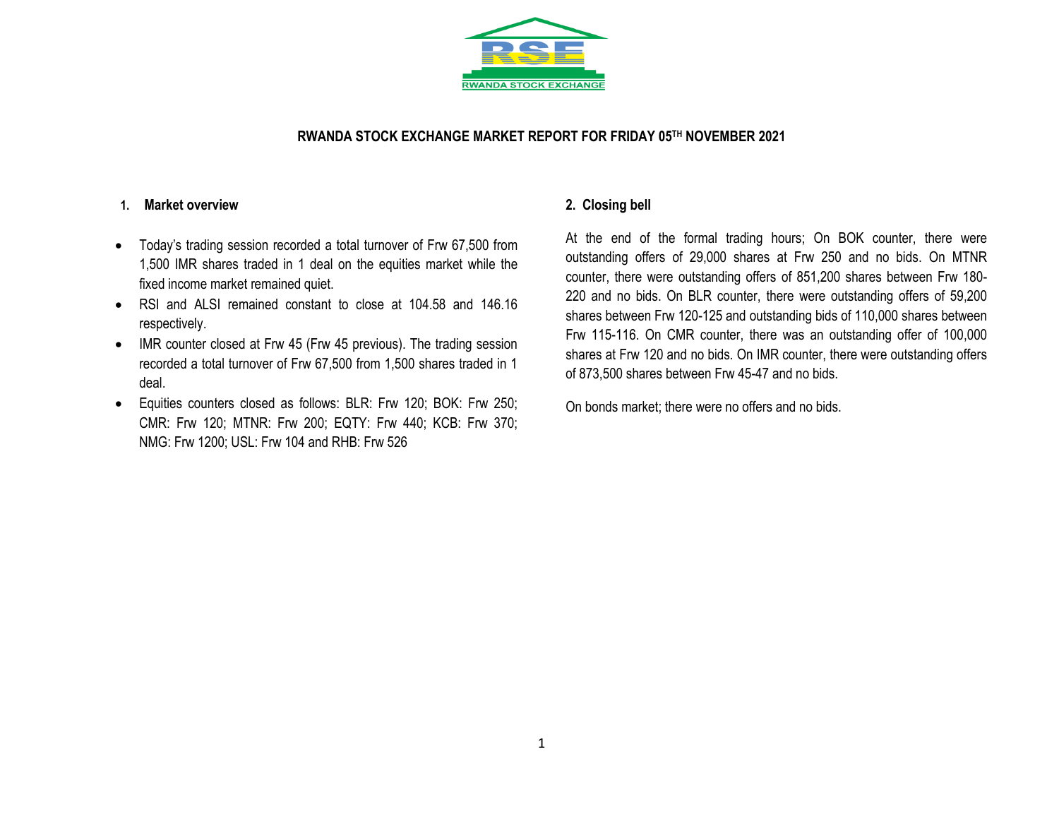# RWANDA STOCK EXCHANGE MARKET REPORT FOR FRIDAY 05TH NOVEMBER 2021

## 1. Market overview

- Today's trading session recorded a total turnover of Frw 67,500 from 1,500 IMR shares traded in 1 deal on the equities market while the fixed income market remained quiet.
- RSI and ALSI remained constant to close at 104.58 and 146.16 respectively.
- IMR counter closed at Frw 45 (Frw 45 previous). The trading session recorded a total turnover of Frw 67,500 from 1,500 shares traded in 1 deal.
- Equities counters closed as follows: BLR: Frw 120; BOK: Frw 250; CMR: Frw 120; MTNR: Frw 200; EQTY: Frw 440; KCB: Frw 370; NMG: Frw 1200; USL: Frw 104 and RHB: Frw 526

## 2. Closing bell

At the end of the formal trading hours; On BOK counter, there were outstanding offers of 29,000 shares at Frw 250 and no bids. On MTNR counter, there were outstanding offers of 851,200 shares between Frw 180-220 and no bids. On BLR counter, there were outstanding offers of 59,200 shares between Frw 120-125 and outstanding bids of 110,000 shares between Frw 115-116. On CMR counter, there was an outstanding offer of 100,000 shares at Frw 120 and no bids. On IMR counter, there were outstanding offers of 873,500 shares between Frw 45-47 and no bids.

On bonds market; there were no offers and no bids.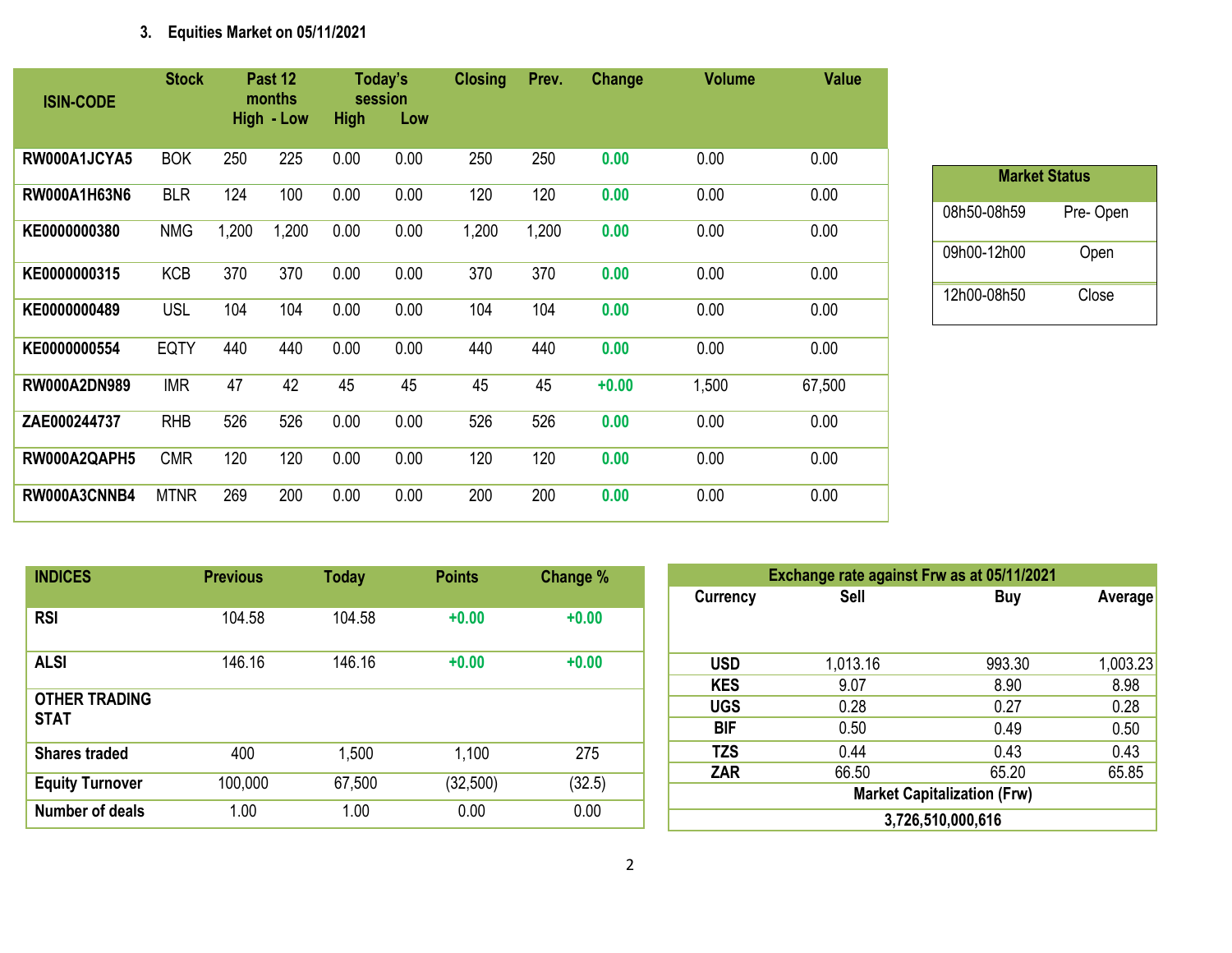### 3. Equities Market on 05/11/2021

| ISIN-CODE | Stock | Past 12 months High | Past 12 months Low | Today's session High | Today's session Low | Closing | Prev. | Change | Volume | Value |
|---|---|---|---|---|---|---|---|---|---|---|
| RW000A1JCYA5 | BOK | 250 | 225 | 0.00 | 0.00 | 250 | 250 | 0.00 | 0.00 | 0.00 |
| RW000A1H63N6 | BLR | 124 | 100 | 0.00 | 0.00 | 120 | 120 | 0.00 | 0.00 | 0.00 |
| KE0000000380 | NMG | 1,200 | 1,200 | 0.00 | 0.00 | 1,200 | 1,200 | 0.00 | 0.00 | 0.00 |
| KE0000000315 | KCB | 370 | 370 | 0.00 | 0.00 | 370 | 370 | 0.00 | 0.00 | 0.00 |
| KE0000000489 | USL | 104 | 104 | 0.00 | 0.00 | 104 | 104 | 0.00 | 0.00 | 0.00 |
| KE0000000554 | EQTY | 440 | 440 | 0.00 | 0.00 | 440 | 440 | 0.00 | 0.00 | 0.00 |
| RW000A2DN989 | IMR | 47 | 42 | 45 | 45 | 45 | 45 | +0.00 | 1,500 | 67,500 |
| ZAE000244737 | RHB | 526 | 526 | 0.00 | 0.00 | 526 | 526 | 0.00 | 0.00 | 0.00 |
| RW000A2QAPH5 | CMR | 120 | 120 | 0.00 | 0.00 | 120 | 120 | 0.00 | 0.00 | 0.00 |
| RW000A3CNNB4 | MTNR | 269 | 200 | 0.00 | 0.00 | 200 | 200 | 0.00 | 0.00 | 0.00 |

| Market Status | |
|---|---|
| 08h50-08h59 | Pre- Open |
| 09h00-12h00 | Open |
| 12h00-08h50 | Close |

| INDICES | Previous | Today | Points | Change % |
|---|---|---|---|---|
| RSI | 104.58 | 104.58 | +0.00 | +0.00 |
| ALSI | 146.16 | 146.16 | +0.00 | +0.00 |
| **OTHER TRADING STAT** | | | | |
| Shares traded | 400 | 1,500 | 1,100 | 275 |
| Equity Turnover | 100,000 | 67,500 | (32,500) | (32.5) |
| Number of deals | 1.00 | 1.00 | 0.00 | 0.00 |

| Exchange rate against Frw as at 05/11/2021 | | | |
|---|---|---|---|
| Currency | Sell | Buy | Average |
| USD | 1,013.16 | 993.30 | 1,003.23 |
| KES | 9.07 | 8.90 | 8.98 |
| UGS | 0.28 | 0.27 | 0.28 |
| BIF | 0.50 | 0.49 | 0.50 |
| TZS | 0.44 | 0.43 | 0.43 |
| ZAR | 66.50 | 65.20 | 65.85 |
| Market Capitalization (Frw) | | | |
| 3,726,510,000,616 | | | |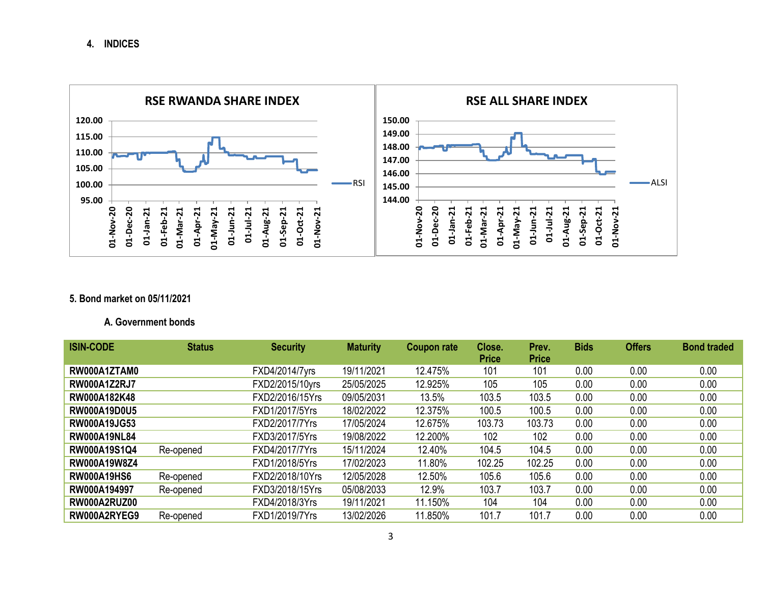## 4. INDICES

**RSE RWANDA SHARE INDEX**

120.00
115.00
110.00
105.00
100.00
95.00

01-Nov-20, 01-Dec-20, 01-Jan-21, 01-Feb-21, 01-Mar-21, 01-Apr-21, 01-May-21, 01-Jun-21, 01-Jul-21, 01-Aug-21, 01-Sep-21, 01-Oct-21, 01-Nov-21

RSI

**RSE ALL SHARE INDEX**

150.00
149.00
148.00
147.00
146.00
145.00
144.00

01-Nov-20, 01-Dec-20, 01-Jan-21, 01-Feb-21, 01-Mar-21, 01-Apr-21, 01-May-21, 01-Jun-21, 01-Jul-21, 01-Aug-21, 01-Sep-21, 01-Oct-21, 01-Nov-21

ALSI

## 5. Bond market on 05/11/2021

### A. Government bonds

| ISIN-CODE | Status | Security | Maturity | Coupon rate | Close. Price | Prev. Price | Bids | Offers | Bond traded |
|---|---|---|---|---|---|---|---|---|---|
| **RW000A1ZTAM0** | | FXD4/2014/7yrs | 19/11/2021 | 12.475% | 101 | 101 | 0.00 | 0.00 | 0.00 |
| **RW000A1Z2RJ7** | | FXD2/2015/10yrs | 25/05/2025 | 12.925% | 105 | 105 | 0.00 | 0.00 | 0.00 |
| **RW000A182K48** | | FXD2/2016/15Yrs | 09/05/2031 | 13.5% | 103.5 | 103.5 | 0.00 | 0.00 | 0.00 |
| **RW000A19D0U5** | | FXD1/2017/5Yrs | 18/02/2022 | 12.375% | 100.5 | 100.5 | 0.00 | 0.00 | 0.00 |
| **RW000A19JG53** | | FXD2/2017/7Yrs | 17/05/2024 | 12.675% | 103.73 | 103.73 | 0.00 | 0.00 | 0.00 |
| **RW000A19NL84** | | FXD3/2017/5Yrs | 19/08/2022 | 12.200% | 102 | 102 | 0.00 | 0.00 | 0.00 |
| **RW000A19S1Q4** | Re-opened | FXD4/2017/7Yrs | 15/11/2024 | 12.40% | 104.5 | 104.5 | 0.00 | 0.00 | 0.00 |
| **RW000A19W8Z4** | | FXD1/2018/5Yrs | 17/02/2023 | 11.80% | 102.25 | 102.25 | 0.00 | 0.00 | 0.00 |
| **RW000A19HS6** | Re-opened | FXD2/2018/10Yrs | 12/05/2028 | 12.50% | 105.6 | 105.6 | 0.00 | 0.00 | 0.00 |
| **RW000A194997** | Re-opened | FXD3/2018/15Yrs | 05/08/2033 | 12.9% | 103.7 | 103.7 | 0.00 | 0.00 | 0.00 |
| **RW000A2RUZ00** | | FXD4/2018/3Yrs | 19/11/2021 | 11.150% | 104 | 104 | 0.00 | 0.00 | 0.00 |
| **RW000A2RYEG9** | Re-opened | FXD1/2019/7Yrs | 13/02/2026 | 11.850% | 101.7 | 101.7 | 0.00 | 0.00 | 0.00 |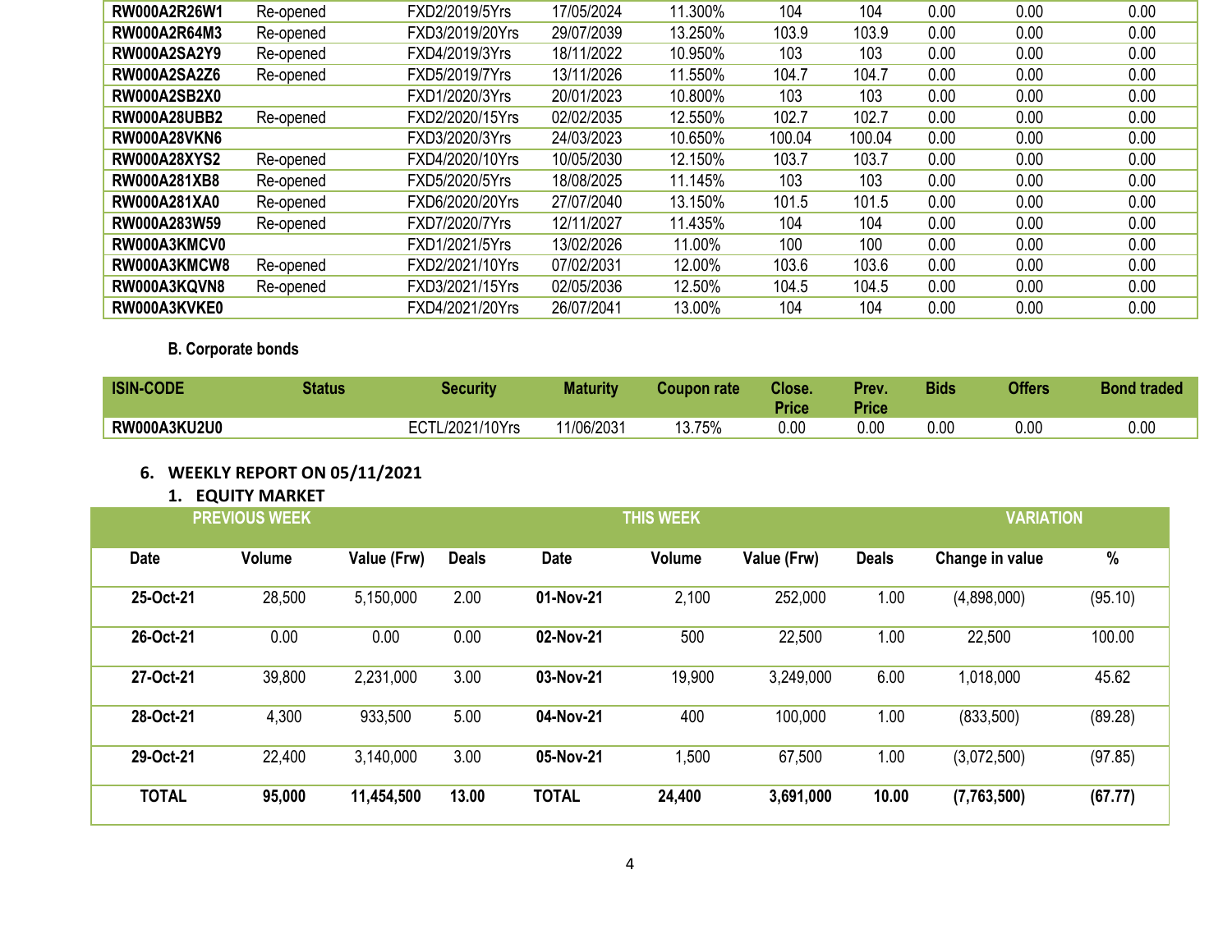| RW000A2R26W1 | Re-opened | FXD2/2019/5Yrs | 17/05/2024 | 11.300% | 104 | 104 | 0.00 | 0.00 | 0.00 |
|---|---|---|---|---|---|---|---|---|---|
| RW000A2R64M3 | Re-opened | FXD3/2019/20Yrs | 29/07/2039 | 13.250% | 103.9 | 103.9 | 0.00 | 0.00 | 0.00 |
| RW000A2SA2Y9 | Re-opened | FXD4/2019/3Yrs | 18/11/2022 | 10.950% | 103 | 103 | 0.00 | 0.00 | 0.00 |
| RW000A2SA2Z6 | Re-opened | FXD5/2019/7Yrs | 13/11/2026 | 11.550% | 104.7 | 104.7 | 0.00 | 0.00 | 0.00 |
| RW000A2SB2X0 | | FXD1/2020/3Yrs | 20/01/2023 | 10.800% | 103 | 103 | 0.00 | 0.00 | 0.00 |
| RW000A28UBB2 | Re-opened | FXD2/2020/15Yrs | 02/02/2035 | 12.550% | 102.7 | 102.7 | 0.00 | 0.00 | 0.00 |
| RW000A28VKN6 | | FXD3/2020/3Yrs | 24/03/2023 | 10.650% | 100.04 | 100.04 | 0.00 | 0.00 | 0.00 |
| RW000A28XYS2 | Re-opened | FXD4/2020/10Yrs | 10/05/2030 | 12.150% | 103.7 | 103.7 | 0.00 | 0.00 | 0.00 |
| RW000A281XB8 | Re-opened | FXD5/2020/5Yrs | 18/08/2025 | 11.145% | 103 | 103 | 0.00 | 0.00 | 0.00 |
| RW000A281XA0 | Re-opened | FXD6/2020/20Yrs | 27/07/2040 | 13.150% | 101.5 | 101.5 | 0.00 | 0.00 | 0.00 |
| RW000A283W59 | Re-opened | FXD7/2020/7Yrs | 12/11/2027 | 11.435% | 104 | 104 | 0.00 | 0.00 | 0.00 |
| RW000A3KMCV0 | | FXD1/2021/5Yrs | 13/02/2026 | 11.00% | 100 | 100 | 0.00 | 0.00 | 0.00 |
| RW000A3KMCW8 | Re-opened | FXD2/2021/10Yrs | 07/02/2031 | 12.00% | 103.6 | 103.6 | 0.00 | 0.00 | 0.00 |
| RW000A3KQVN8 | Re-opened | FXD3/2021/15Yrs | 02/05/2036 | 12.50% | 104.5 | 104.5 | 0.00 | 0.00 | 0.00 |
| RW000A3KVKE0 | | FXD4/2021/20Yrs | 26/07/2041 | 13.00% | 104 | 104 | 0.00 | 0.00 | 0.00 |

**B. Corporate bonds**

| ISIN-CODE | Status | Security | Maturity | Coupon rate | Close. Price | Prev. Price | Bids | Offers | Bond traded |
|---|---|---|---|---|---|---|---|---|---|
| RW000A3KU2U0 | | ECTL/2021/10Yrs | 11/06/2031 | 13.75% | 0.00 | 0.00 | 0.00 | 0.00 | 0.00 |

## 6. WEEKLY REPORT ON 05/11/2021

### 1. EQUITY MARKET

| PREVIOUS WEEK | | | | THIS WEEK | | | | VARIATION | |
|---|---|---|---|---|---|---|---|---|---|
| Date | Volume | Value (Frw) | Deals | Date | Volume | Value (Frw) | Deals | Change in value | % |
| **25-Oct-21** | 28,500 | 5,150,000 | 2.00 | **01-Nov-21** | 2,100 | 252,000 | 1.00 | (4,898,000) | (95.10) |
| **26-Oct-21** | 0.00 | 0.00 | 0.00 | **02-Nov-21** | 500 | 22,500 | 1.00 | 22,500 | 100.00 |
| **27-Oct-21** | 39,800 | 2,231,000 | 3.00 | **03-Nov-21** | 19,900 | 3,249,000 | 6.00 | 1,018,000 | 45.62 |
| **28-Oct-21** | 4,300 | 933,500 | 5.00 | **04-Nov-21** | 400 | 100,000 | 1.00 | (833,500) | (89.28) |
| **29-Oct-21** | 22,400 | 3,140,000 | 3.00 | **05-Nov-21** | 1,500 | 67,500 | 1.00 | (3,072,500) | (97.85) |
| **TOTAL** | **95,000** | **11,454,500** | **13.00** | **TOTAL** | **24,400** | **3,691,000** | **10.00** | **(7,763,500)** | **(67.77)** |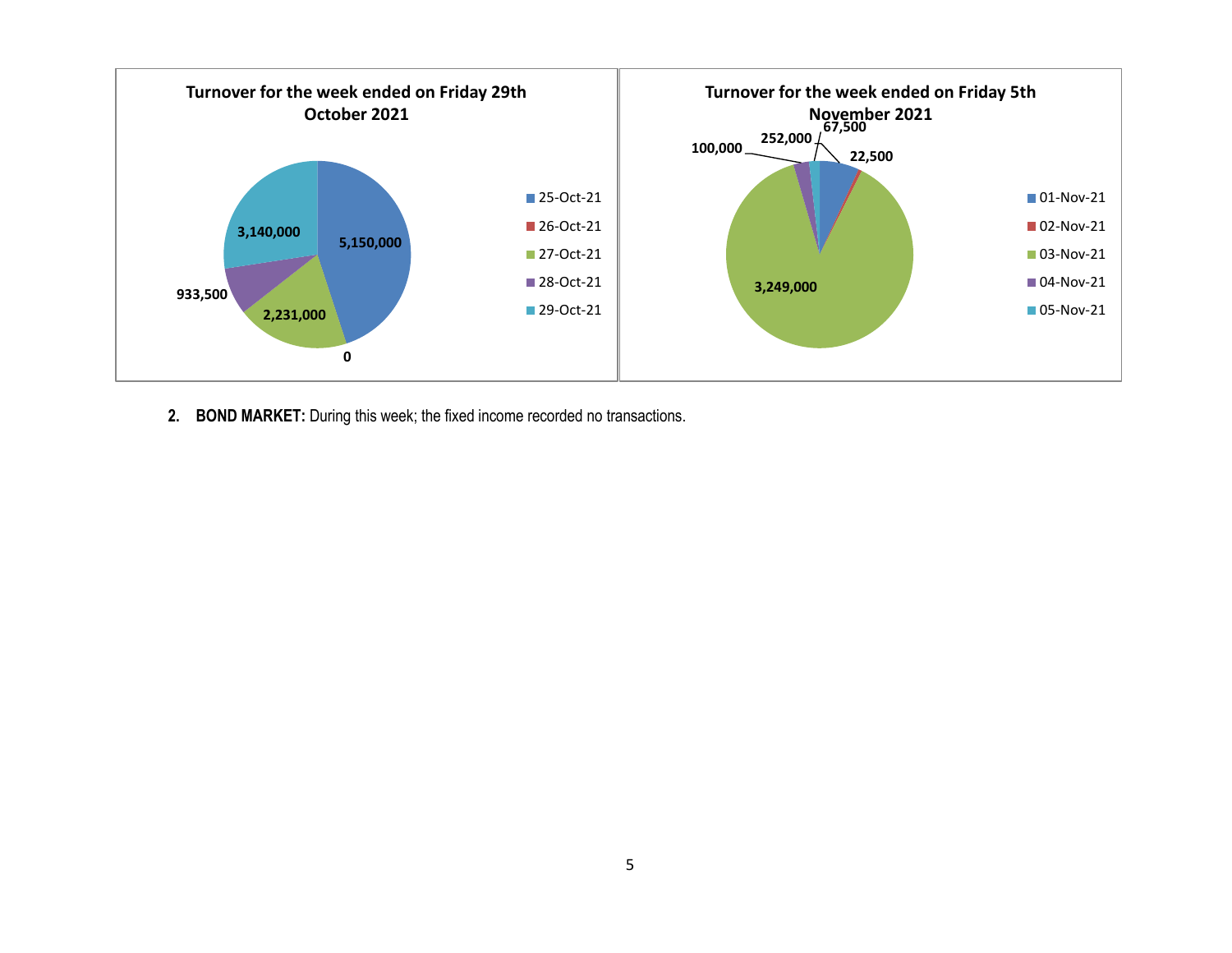Turnover for the week ended on Friday 29th October 2021

5,150,000
0
2,231,000
933,500
3,140,000

25-Oct-21
26-Oct-21
27-Oct-21
28-Oct-21
29-Oct-21

Turnover for the week ended on Friday 5th November 2021

67,500
22,500
3,249,000
100,000
252,000

01-Nov-21
02-Nov-21
03-Nov-21
04-Nov-21
05-Nov-21

2. **BOND MARKET:** During this week; the fixed income recorded no transactions.